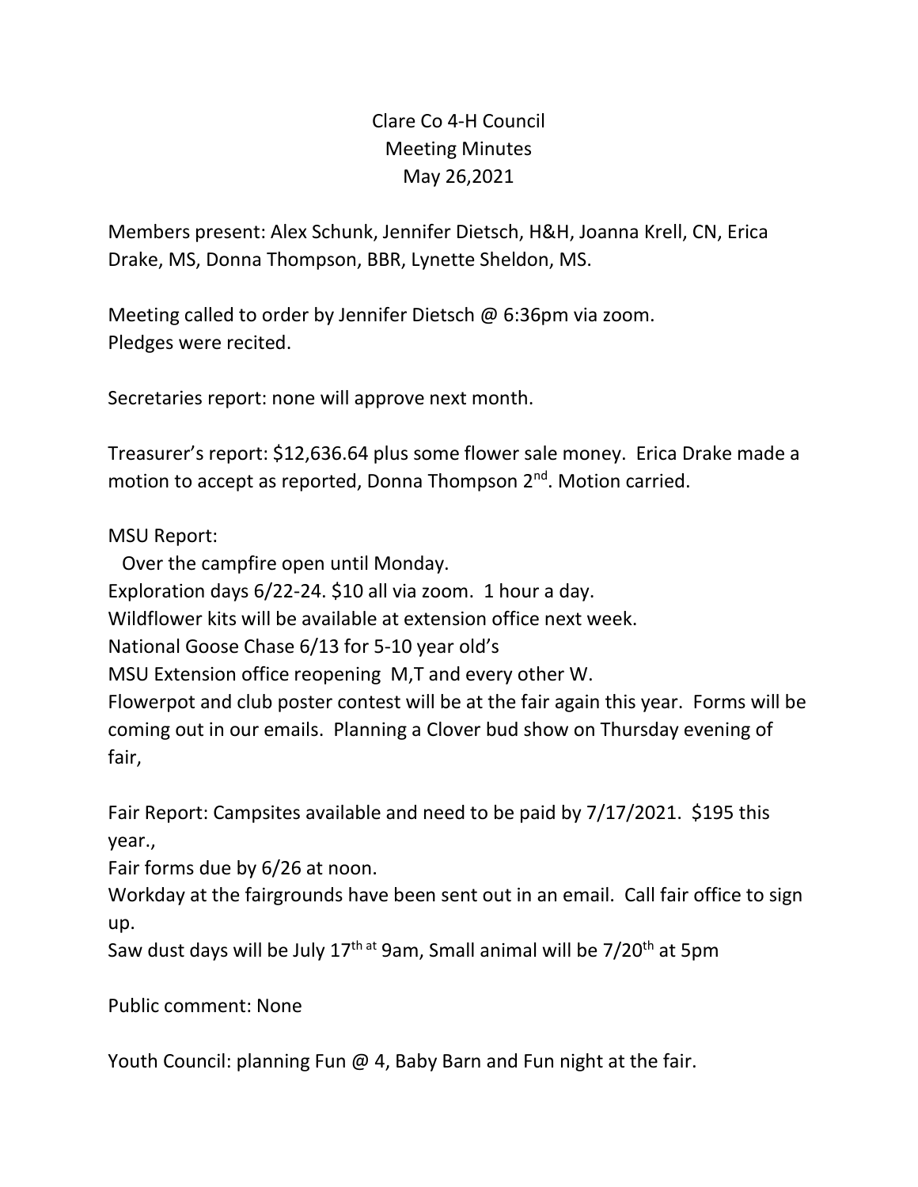# Clare Co 4-H Council
## Meeting Minutes
## May 26,2021

Members present: Alex Schunk, Jennifer Dietsch, H&H, Joanna Krell, CN, Erica Drake, MS, Donna Thompson, BBR, Lynette Sheldon, MS.

Meeting called to order by Jennifer Dietsch @ 6:36pm via zoom.
Pledges were recited.

Secretaries report: none will approve next month.

Treasurer's report: $12,636.64 plus some flower sale money. Erica Drake made a motion to accept as reported, Donna Thompson 2nd. Motion carried.

MSU Report:
Over the campfire open until Monday.
Exploration days 6/22-24. $10 all via zoom. 1 hour a day.
Wildflower kits will be available at extension office next week.
National Goose Chase 6/13 for 5-10 year old's
MSU Extension office reopening M,T and every other W.
Flowerpot and club poster contest will be at the fair again this year. Forms will be coming out in our emails. Planning a Clover bud show on Thursday evening of fair,

Fair Report: Campsites available and need to be paid by 7/17/2021. $195 this year.,
Fair forms due by 6/26 at noon.
Workday at the fairgrounds have been sent out in an email. Call fair office to sign up.
Saw dust days will be July 17th at 9am, Small animal will be 7/20th at 5pm

Public comment: None

Youth Council: planning Fun @ 4, Baby Barn and Fun night at the fair.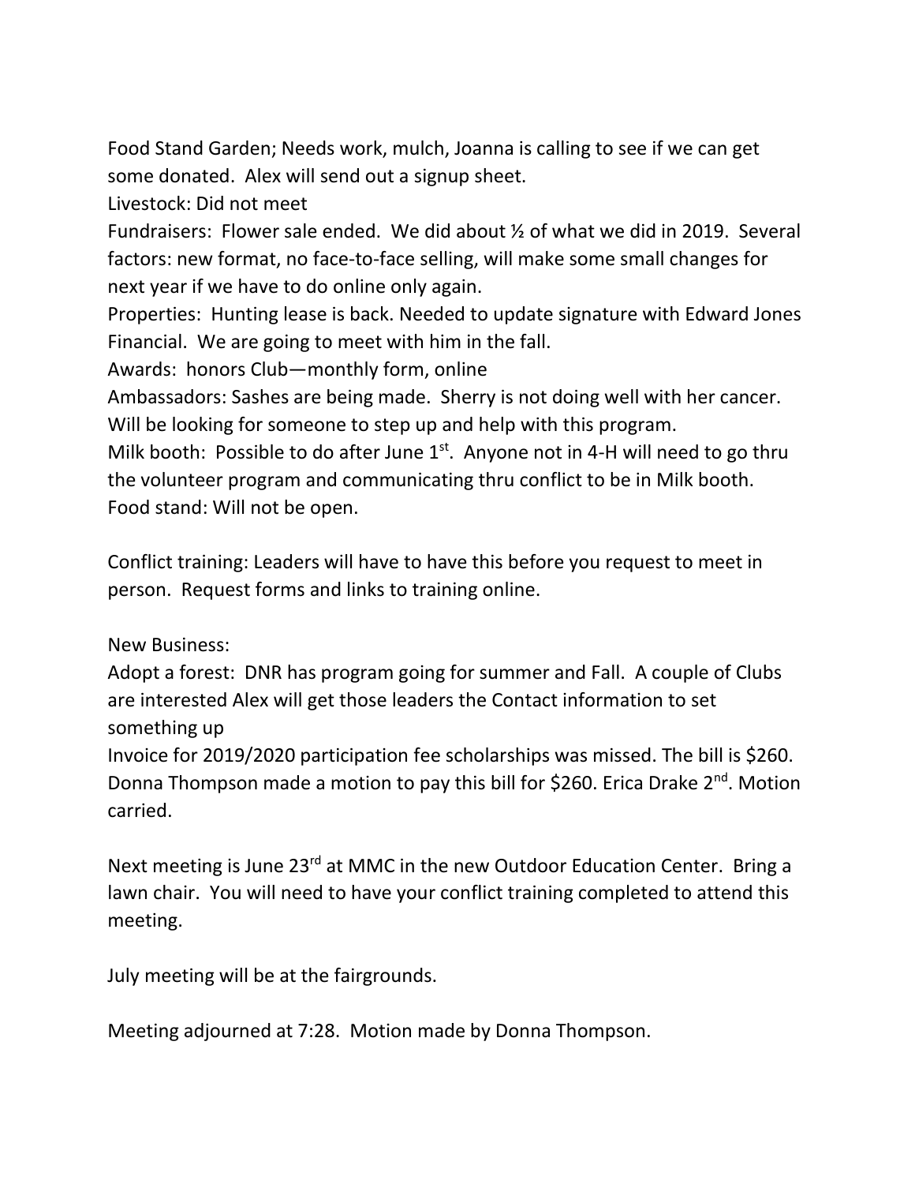Food Stand Garden; Needs work, mulch, Joanna is calling to see if we can get some donated. Alex will send out a signup sheet.

Livestock: Did not meet

Fundraisers: Flower sale ended. We did about ½ of what we did in 2019. Several factors: new format, no face-to-face selling, will make some small changes for next year if we have to do online only again.

Properties: Hunting lease is back. Needed to update signature with Edward Jones Financial. We are going to meet with him in the fall.

Awards: honors Club—monthly form, online

Ambassadors: Sashes are being made. Sherry is not doing well with her cancer. Will be looking for someone to step up and help with this program.

Milk booth: Possible to do after June 1st. Anyone not in 4-H will need to go thru the volunteer program and communicating thru conflict to be in Milk booth.

Food stand: Will not be open.

Conflict training: Leaders will have to have this before you request to meet in person. Request forms and links to training online.

New Business:

Adopt a forest: DNR has program going for summer and Fall. A couple of Clubs are interested Alex will get those leaders the Contact information to set something up

Invoice for 2019/2020 participation fee scholarships was missed. The bill is $260. Donna Thompson made a motion to pay this bill for $260. Erica Drake 2nd. Motion carried.

Next meeting is June 23rd at MMC in the new Outdoor Education Center. Bring a lawn chair. You will need to have your conflict training completed to attend this meeting.

July meeting will be at the fairgrounds.

Meeting adjourned at 7:28. Motion made by Donna Thompson.